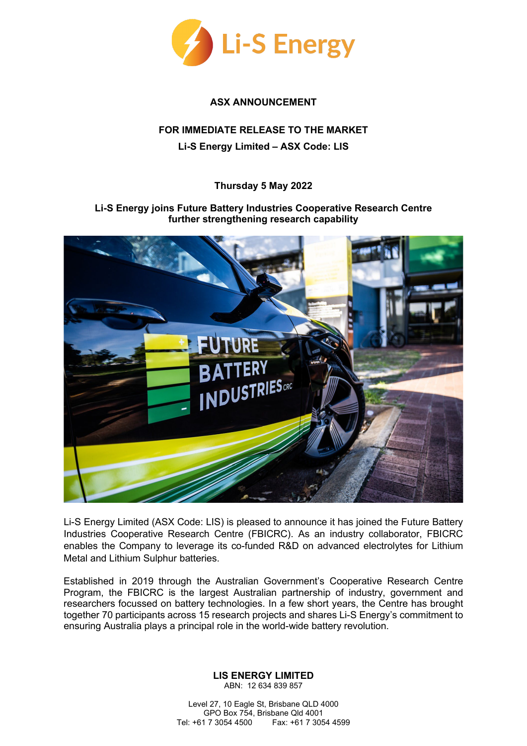**ASX ANNOUNCEMENT**

**FOR IMMEDIATE RELEASE TO THE MARKET**

**Li-S Energy Limited – ASX Code: LIS**

**Thursday 5 May 2022**

# Li-S Energy joins Future Battery Industries Cooperative Research Centre further strengthening research capability

Li-S Energy Limited (ASX Code: LIS) is pleased to announce it has joined the Future Battery Industries Cooperative Research Centre (FBICRC). As an industry collaborator, FBICRC enables the Company to leverage its co-funded R&D on advanced electrolytes for Lithium Metal and Lithium Sulphur batteries.

Established in 2019 through the Australian Government's Cooperative Research Centre Program, the FBICRC is the largest Australian partnership of industry, government and researchers focussed on battery technologies. In a few short years, the Centre has brought together 70 participants across 15 research projects and shares Li-S Energy's commitment to ensuring Australia plays a principal role in the world-wide battery revolution.

**LIS ENERGY LIMITED**
ABN: 12 634 839 857

Level 27, 10 Eagle St, Brisbane QLD 4000
GPO Box 754, Brisbane Qld 4001
Tel: +61 7 3054 4500 Fax: +61 7 3054 4599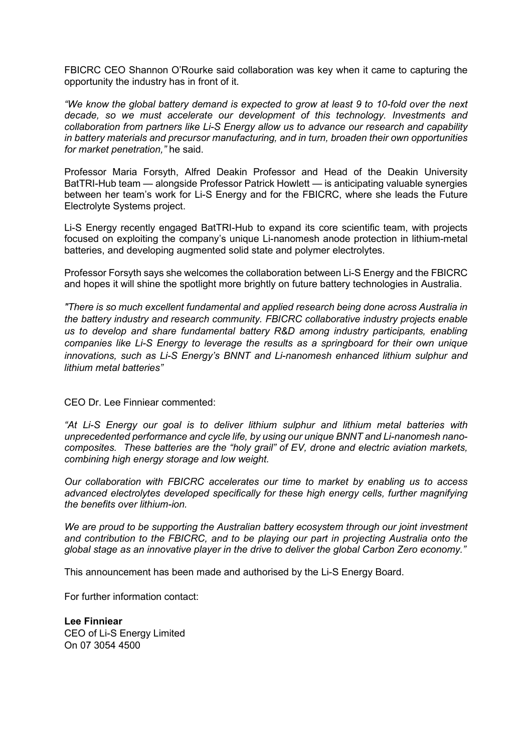FBICRC CEO Shannon O'Rourke said collaboration was key when it came to capturing the opportunity the industry has in front of it.

*"We know the global battery demand is expected to grow at least 9 to 10-fold over the next decade, so we must accelerate our development of this technology. Investments and collaboration from partners like Li-S Energy allow us to advance our research and capability in battery materials and precursor manufacturing, and in turn, broaden their own opportunities for market penetration,"* he said.

Professor Maria Forsyth, Alfred Deakin Professor and Head of the Deakin University BatTRI-Hub team — alongside Professor Patrick Howlett — is anticipating valuable synergies between her team's work for Li-S Energy and for the FBICRC, where she leads the Future Electrolyte Systems project.

Li-S Energy recently engaged BatTRI-Hub to expand its core scientific team, with projects focused on exploiting the company's unique Li-nanomesh anode protection in lithium-metal batteries, and developing augmented solid state and polymer electrolytes.

Professor Forsyth says she welcomes the collaboration between Li-S Energy and the FBICRC and hopes it will shine the spotlight more brightly on future battery technologies in Australia.

*"There is so much excellent fundamental and applied research being done across Australia in the battery industry and research community. FBICRC collaborative industry projects enable us to develop and share fundamental battery R&D among industry participants, enabling companies like Li-S Energy to leverage the results as a springboard for their own unique innovations, such as Li-S Energy's BNNT and Li-nanomesh enhanced lithium sulphur and lithium metal batteries"*

CEO Dr. Lee Finniear commented:

*"At Li-S Energy our goal is to deliver lithium sulphur and lithium metal batteries with unprecedented performance and cycle life, by using our unique BNNT and Li-nanomesh nano-composites. These batteries are the "holy grail" of EV, drone and electric aviation markets, combining high energy storage and low weight.*

*Our collaboration with FBICRC accelerates our time to market by enabling us to access advanced electrolytes developed specifically for these high energy cells, further magnifying the benefits over lithium-ion.*

*We are proud to be supporting the Australian battery ecosystem through our joint investment and contribution to the FBICRC, and to be playing our part in projecting Australia onto the global stage as an innovative player in the drive to deliver the global Carbon Zero economy."*

This announcement has been made and authorised by the Li-S Energy Board.

For further information contact:

**Lee Finniear**
CEO of Li-S Energy Limited
On 07 3054 4500